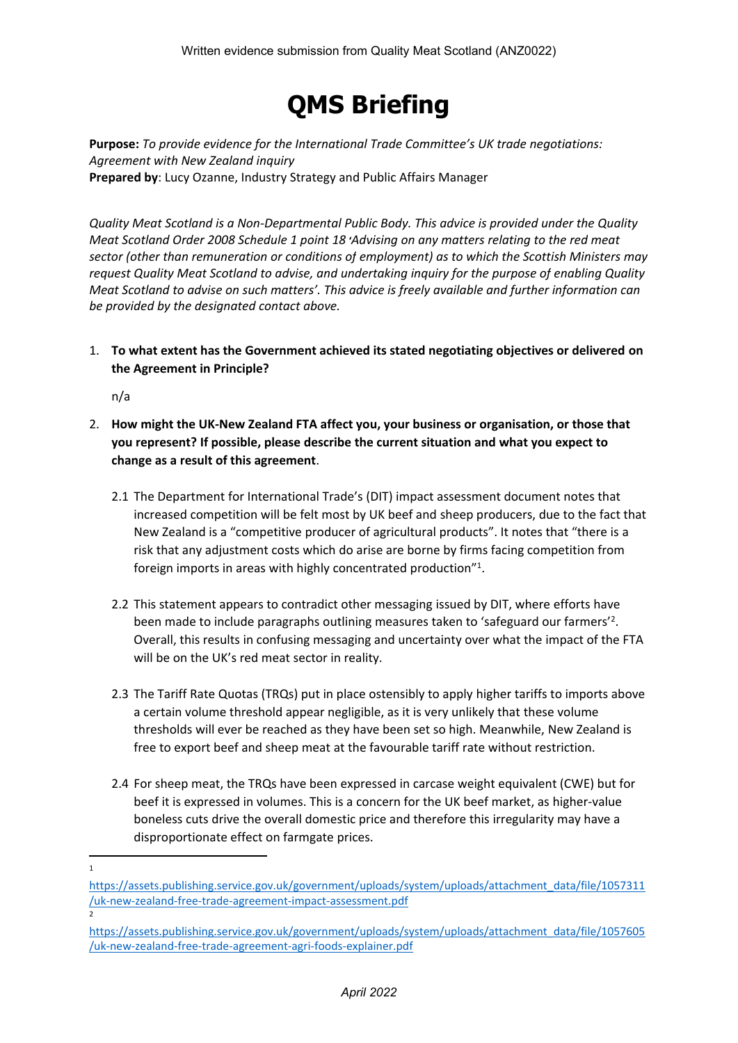Written evidence submission from Quality Meat Scotland (ANZ0022)

# QMS Briefing

**Purpose:** *To provide evidence for the International Trade Committee's UK trade negotiations: Agreement with New Zealand inquiry*
**Prepared by**: Lucy Ozanne, Industry Strategy and Public Affairs Manager

*Quality Meat Scotland is a Non-Departmental Public Body. This advice is provided under the Quality Meat Scotland Order 2008 Schedule 1 point 18 'Advising on any matters relating to the red meat sector (other than remuneration or conditions of employment) as to which the Scottish Ministers may request Quality Meat Scotland to advise, and undertaking inquiry for the purpose of enabling Quality Meat Scotland to advise on such matters'. This advice is freely available and further information can be provided by the designated contact above.*

1. **To what extent has the Government achieved its stated negotiating objectives or delivered on the Agreement in Principle?**

   n/a

2. **How might the UK-New Zealand FTA affect you, your business or organisation, or those that you represent? If possible, please describe the current situation and what you expect to change as a result of this agreement**.

   2.1 The Department for International Trade's (DIT) impact assessment document notes that increased competition will be felt most by UK beef and sheep producers, due to the fact that New Zealand is a "competitive producer of agricultural products". It notes that "there is a risk that any adjustment costs which do arise are borne by firms facing competition from foreign imports in areas with highly concentrated production"[1].

   2.2 This statement appears to contradict other messaging issued by DIT, where efforts have been made to include paragraphs outlining measures taken to 'safeguard our farmers'[2]. Overall, this results in confusing messaging and uncertainty over what the impact of the FTA will be on the UK's red meat sector in reality.

   2.3 The Tariff Rate Quotas (TRQs) put in place ostensibly to apply higher tariffs to imports above a certain volume threshold appear negligible, as it is very unlikely that these volume thresholds will ever be reached as they have been set so high. Meanwhile, New Zealand is free to export beef and sheep meat at the favourable tariff rate without restriction.

   2.4 For sheep meat, the TRQs have been expressed in carcase weight equivalent (CWE) but for beef it is expressed in volumes. This is a concern for the UK beef market, as higher-value boneless cuts drive the overall domestic price and therefore this irregularity may have a disproportionate effect on farmgate prices.

---

[1] https://assets.publishing.service.gov.uk/government/uploads/system/uploads/attachment_data/file/1057311/uk-new-zealand-free-trade-agreement-impact-assessment.pdf

[2] https://assets.publishing.service.gov.uk/government/uploads/system/uploads/attachment_data/file/1057605/uk-new-zealand-free-trade-agreement-agri-foods-explainer.pdf

April 2022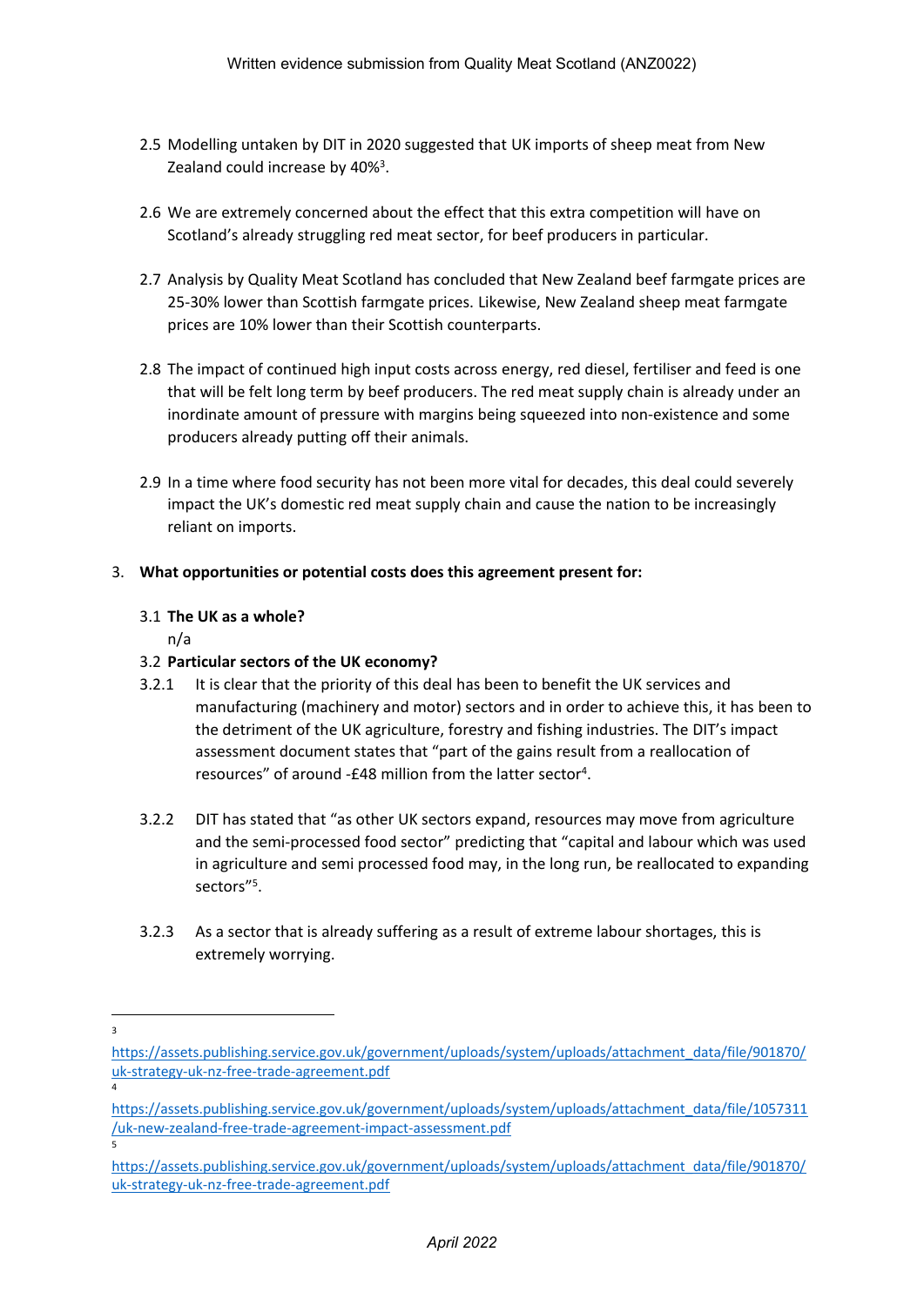2.5 Modelling untaken by DIT in 2020 suggested that UK imports of sheep meat from New Zealand could increase by 40%[3].

2.6 We are extremely concerned about the effect that this extra competition will have on Scotland's already struggling red meat sector, for beef producers in particular.

2.7 Analysis by Quality Meat Scotland has concluded that New Zealand beef farmgate prices are 25-30% lower than Scottish farmgate prices. Likewise, New Zealand sheep meat farmgate prices are 10% lower than their Scottish counterparts.

2.8 The impact of continued high input costs across energy, red diesel, fertiliser and feed is one that will be felt long term by beef producers. The red meat supply chain is already under an inordinate amount of pressure with margins being squeezed into non-existence and some producers already putting off their animals.

2.9 In a time where food security has not been more vital for decades, this deal could severely impact the UK's domestic red meat supply chain and cause the nation to be increasingly reliant on imports.

3. **What opportunities or potential costs does this agreement present for:**

3.1 **The UK as a whole?**

n/a

3.2 **Particular sectors of the UK economy?**

3.2.1 It is clear that the priority of this deal has been to benefit the UK services and manufacturing (machinery and motor) sectors and in order to achieve this, it has been to the detriment of the UK agriculture, forestry and fishing industries. The DIT's impact assessment document states that "part of the gains result from a reallocation of resources" of around -£48 million from the latter sector[4].

3.2.2 DIT has stated that "as other UK sectors expand, resources may move from agriculture and the semi-processed food sector" predicting that "capital and labour which was used in agriculture and semi processed food may, in the long run, be reallocated to expanding sectors"[5].

3.2.3 As a sector that is already suffering as a result of extreme labour shortages, this is extremely worrying.

---

[3] https://assets.publishing.service.gov.uk/government/uploads/system/uploads/attachment_data/file/901870/uk-strategy-uk-nz-free-trade-agreement.pdf

[4] https://assets.publishing.service.gov.uk/government/uploads/system/uploads/attachment_data/file/1057311/uk-new-zealand-free-trade-agreement-impact-assessment.pdf

[5] https://assets.publishing.service.gov.uk/government/uploads/system/uploads/attachment_data/file/901870/uk-strategy-uk-nz-free-trade-agreement.pdf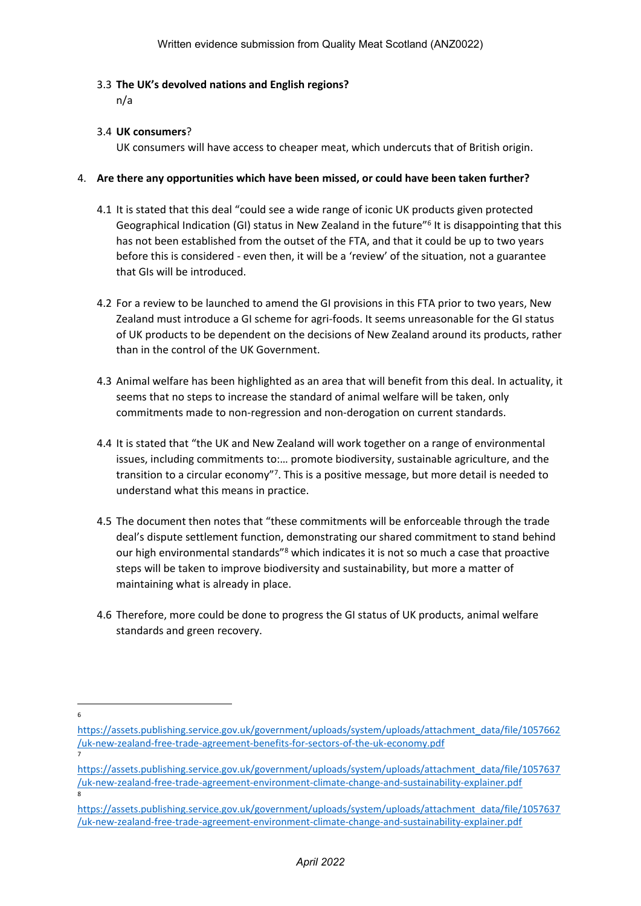3.3 **The UK's devolved nations and English regions?**

n/a

3.4 **UK consumers**?

UK consumers will have access to cheaper meat, which undercuts that of British origin.

4. **Are there any opportunities which have been missed, or could have been taken further?**

4.1 It is stated that this deal "could see a wide range of iconic UK products given protected Geographical Indication (GI) status in New Zealand in the future"[6] It is disappointing that this has not been established from the outset of the FTA, and that it could be up to two years before this is considered - even then, it will be a 'review' of the situation, not a guarantee that GIs will be introduced.

4.2 For a review to be launched to amend the GI provisions in this FTA prior to two years, New Zealand must introduce a GI scheme for agri-foods. It seems unreasonable for the GI status of UK products to be dependent on the decisions of New Zealand around its products, rather than in the control of the UK Government.

4.3 Animal welfare has been highlighted as an area that will benefit from this deal. In actuality, it seems that no steps to increase the standard of animal welfare will be taken, only commitments made to non-regression and non-derogation on current standards.

4.4 It is stated that "the UK and New Zealand will work together on a range of environmental issues, including commitments to:… promote biodiversity, sustainable agriculture, and the transition to a circular economy"[7]. This is a positive message, but more detail is needed to understand what this means in practice.

4.5 The document then notes that "these commitments will be enforceable through the trade deal's dispute settlement function, demonstrating our shared commitment to stand behind our high environmental standards"[8] which indicates it is not so much a case that proactive steps will be taken to improve biodiversity and sustainability, but more a matter of maintaining what is already in place.

4.6 Therefore, more could be done to progress the GI status of UK products, animal welfare standards and green recovery.

---

[6] https://assets.publishing.service.gov.uk/government/uploads/system/uploads/attachment_data/file/1057662/uk-new-zealand-free-trade-agreement-benefits-for-sectors-of-the-uk-economy.pdf

[7] https://assets.publishing.service.gov.uk/government/uploads/system/uploads/attachment_data/file/1057637/uk-new-zealand-free-trade-agreement-environment-climate-change-and-sustainability-explainer.pdf

[8] https://assets.publishing.service.gov.uk/government/uploads/system/uploads/attachment_data/file/1057637/uk-new-zealand-free-trade-agreement-environment-climate-change-and-sustainability-explainer.pdf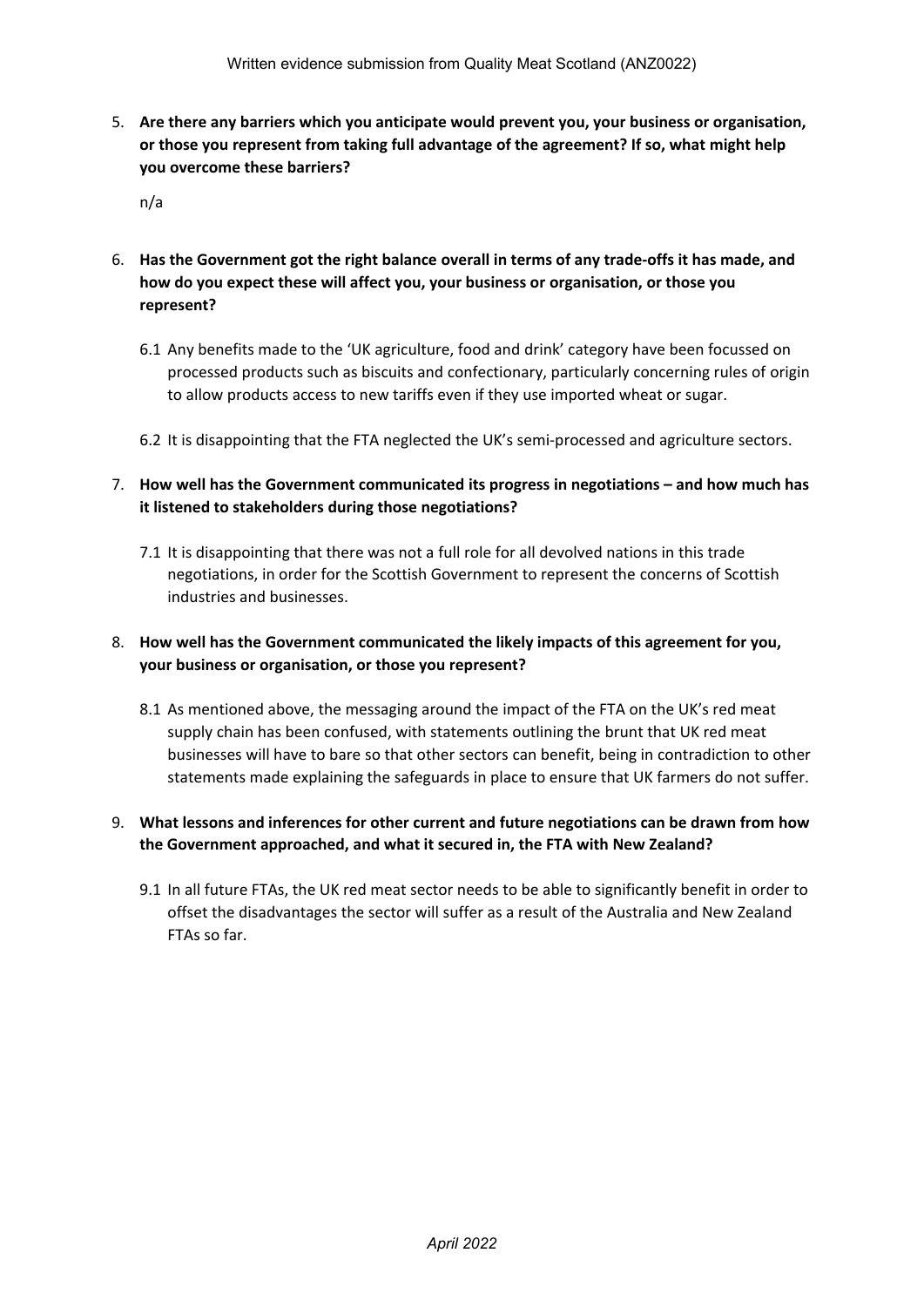5. **Are there any barriers which you anticipate would prevent you, your business or organisation, or those you represent from taking full advantage of the agreement? If so, what might help you overcome these barriers?**

   n/a

6. **Has the Government got the right balance overall in terms of any trade-offs it has made, and how do you expect these will affect you, your business or organisation, or those you represent?**

   6.1 Any benefits made to the 'UK agriculture, food and drink' category have been focussed on processed products such as biscuits and confectionary, particularly concerning rules of origin to allow products access to new tariffs even if they use imported wheat or sugar.

   6.2 It is disappointing that the FTA neglected the UK's semi-processed and agriculture sectors.

7. **How well has the Government communicated its progress in negotiations – and how much has it listened to stakeholders during those negotiations?**

   7.1 It is disappointing that there was not a full role for all devolved nations in this trade negotiations, in order for the Scottish Government to represent the concerns of Scottish industries and businesses.

8. **How well has the Government communicated the likely impacts of this agreement for you, your business or organisation, or those you represent?**

   8.1 As mentioned above, the messaging around the impact of the FTA on the UK's red meat supply chain has been confused, with statements outlining the brunt that UK red meat businesses will have to bare so that other sectors can benefit, being in contradiction to other statements made explaining the safeguards in place to ensure that UK farmers do not suffer.

9. **What lessons and inferences for other current and future negotiations can be drawn from how the Government approached, and what it secured in, the FTA with New Zealand?**

   9.1 In all future FTAs, the UK red meat sector needs to be able to significantly benefit in order to offset the disadvantages the sector will suffer as a result of the Australia and New Zealand FTAs so far.

*April 2022*